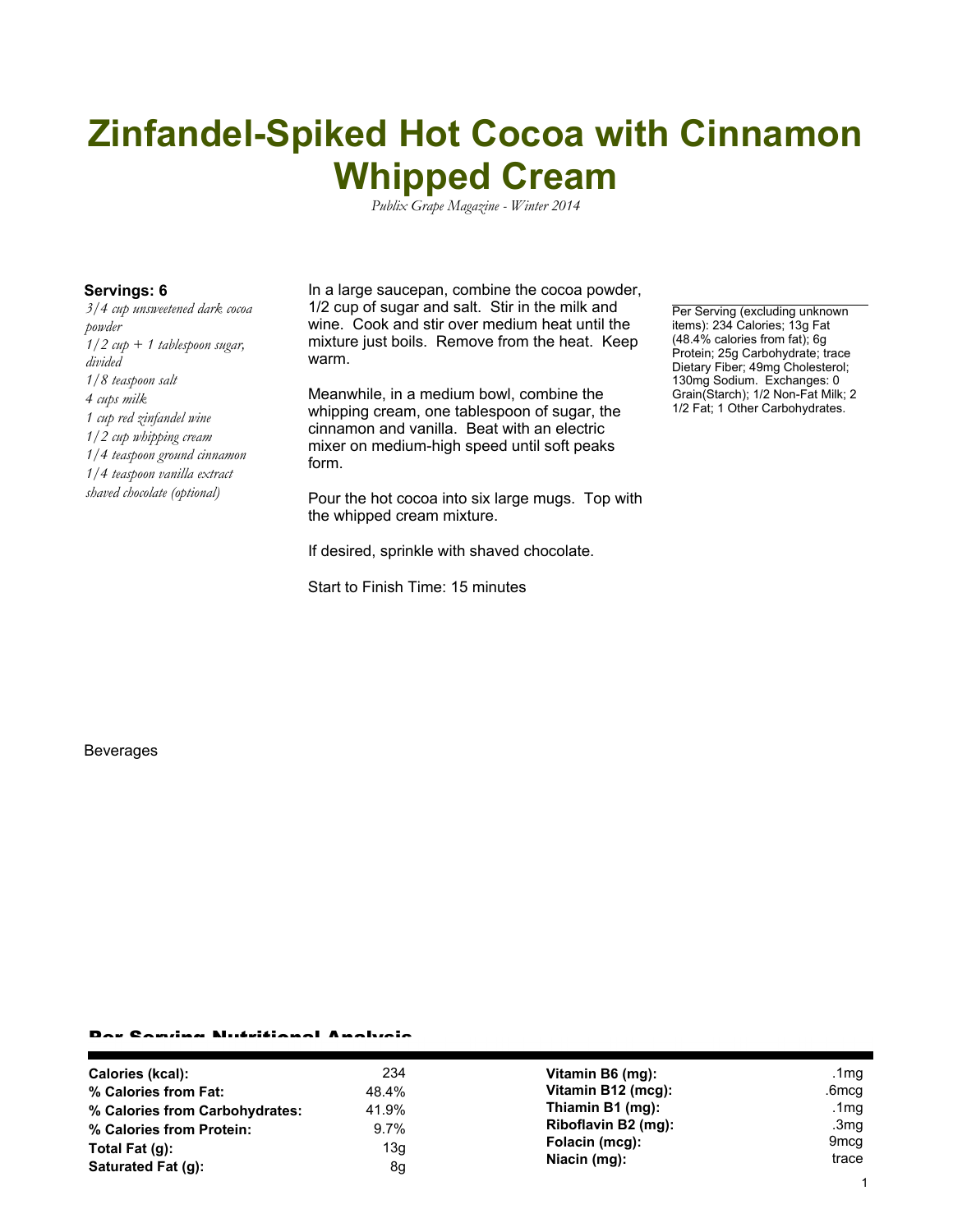# Zinfandel-Spiked Hot Cocoa with Cinnamon Whipped Cream

*Publix Grape Magazine - Winter 2014*

**Servings: 6**

*3/4 cup unsweetened dark cocoa powder*
*1/2 cup + 1 tablespoon sugar, divided*
*1/8 teaspoon salt*
*4 cups milk*
*1 cup red zinfandel wine*
*1/2 cup whipping cream*
*1/4 teaspoon ground cinnamon*
*1/4 teaspoon vanilla extract*
*shaved chocolate (optional)*

In a large saucepan, combine the cocoa powder, 1/2 cup of sugar and salt. Stir in the milk and wine. Cook and stir over medium heat until the mixture just boils. Remove from the heat. Keep warm.

Meanwhile, in a medium bowl, combine the whipping cream, one tablespoon of sugar, the cinnamon and vanilla. Beat with an electric mixer on medium-high speed until soft peaks form.

Pour the hot cocoa into six large mugs. Top with the whipped cream mixture.

If desired, sprinkle with shaved chocolate.

Start to Finish Time: 15 minutes

Per Serving (excluding unknown items): 234 Calories; 13g Fat (48.4% calories from fat); 6g Protein; 25g Carbohydrate; trace Dietary Fiber; 49mg Cholesterol; 130mg Sodium. Exchanges: 0 Grain(Starch); 1/2 Non-Fat Milk; 2 1/2 Fat; 1 Other Carbohydrates.

Beverages

## Per Serving Nutritional Analysis

| | | | |
|---|---|---|---|
| **Calories (kcal):** | 234 | **Vitamin B6 (mg):** | .1mg |
| **% Calories from Fat:** | 48.4% | **Vitamin B12 (mcg):** | .6mcg |
| **% Calories from Carbohydrates:** | 41.9% | **Thiamin B1 (mg):** | .1mg |
| **% Calories from Protein:** | 9.7% | **Riboflavin B2 (mg):** | .3mg |
| **Total Fat (g):** | 13g | **Folacin (mcg):** | 9mcg |
| **Saturated Fat (g):** | 8g | **Niacin (mg):** | trace |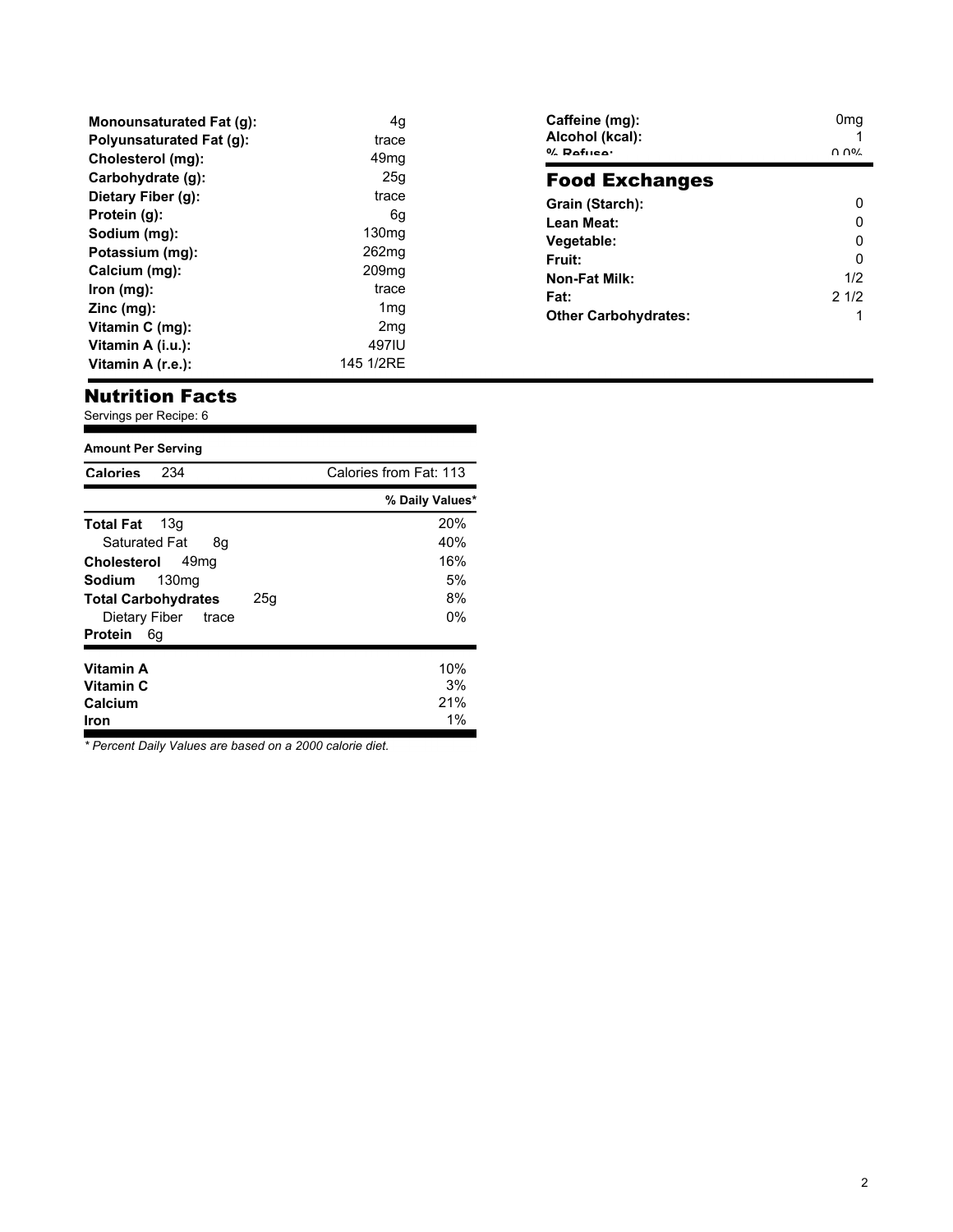| | |
|---|---|
| **Monounsaturated Fat (g):** | 4g |
| **Polyunsaturated Fat (g):** | trace |
| **Cholesterol (mg):** | 49mg |
| **Carbohydrate (g):** | 25g |
| **Dietary Fiber (g):** | trace |
| **Protein (g):** | 6g |
| **Sodium (mg):** | 130mg |
| **Potassium (mg):** | 262mg |
| **Calcium (mg):** | 209mg |
| **Iron (mg):** | trace |
| **Zinc (mg):** | 1mg |
| **Vitamin C (mg):** | 2mg |
| **Vitamin A (i.u.):** | 497IU |
| **Vitamin A (r.e.):** | 145 1/2RE |

| | |
|---|---|
| **Caffeine (mg):** | 0mg |
| **Alcohol (kcal):** | 1 |
| **% Refuse:** | 0.0% |

## Food Exchanges

| | |
|---|---|
| **Grain (Starch):** | 0 |
| **Lean Meat:** | 0 |
| **Vegetable:** | 0 |
| **Fruit:** | 0 |
| **Non-Fat Milk:** | 1/2 |
| **Fat:** | 2 1/2 |
| **Other Carbohydrates:** | 1 |

## Nutrition Facts

Servings per Recipe: 6

**Amount Per Serving**

| | |
|---|---|
| **Calories** 234 | Calories from Fat: 113 |
| | **% Daily Values*** |
| **Total Fat** 13g | 20% |
| Saturated Fat 8g | 40% |
| **Cholesterol** 49mg | 16% |
| **Sodium** 130mg | 5% |
| **Total Carbohydrates** 25g | 8% |
| Dietary Fiber trace | 0% |
| **Protein** 6g | |
| **Vitamin A** | 10% |
| **Vitamin C** | 3% |
| **Calcium** | 21% |
| **Iron** | 1% |

*\* Percent Daily Values are based on a 2000 calorie diet.*